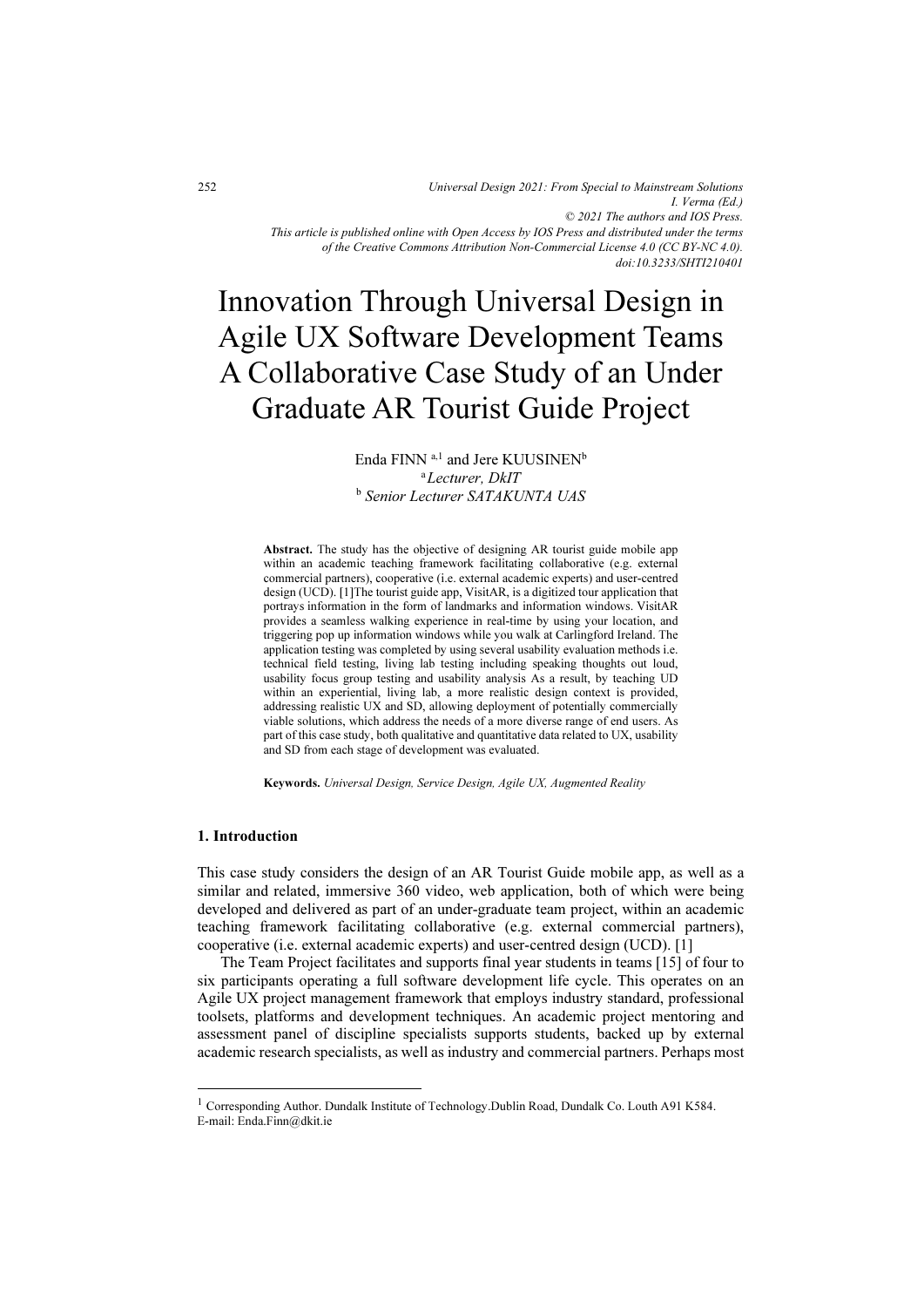# Innovation Through Universal Design in Agile UX Software Development Teams A Collaborative Case Study of an Under Graduate AR Tourist Guide Project

Enda FINN [a,1] and Jere KUUSINEN[b]

[a] *Lecturer, DkIT*

[b] *Senior Lecturer SATAKUNTA UAS*

**Abstract.** The study has the objective of designing AR tourist guide mobile app within an academic teaching framework facilitating collaborative (e.g. external commercial partners), cooperative (i.e. external academic experts) and user-centred design (UCD). [1]The tourist guide app, VisitAR, is a digitized tour application that portrays information in the form of landmarks and information windows. VisitAR provides a seamless walking experience in real-time by using your location, and triggering pop up information windows while you walk at Carlingford Ireland. The application testing was completed by using several usability evaluation methods i.e. technical field testing, living lab testing including speaking thoughts out loud, usability focus group testing and usability analysis As a result, by teaching UD within an experiential, living lab, a more realistic design context is provided, addressing realistic UX and SD, allowing deployment of potentially commercially viable solutions, which address the needs of a more diverse range of end users. As part of this case study, both qualitative and quantitative data related to UX, usability and SD from each stage of development was evaluated.

**Keywords.** *Universal Design, Service Design, Agile UX, Augmented Reality*

## 1. Introduction

This case study considers the design of an AR Tourist Guide mobile app, as well as a similar and related, immersive 360 video, web application, both of which were being developed and delivered as part of an under-graduate team project, within an academic teaching framework facilitating collaborative (e.g. external commercial partners), cooperative (i.e. external academic experts) and user-centred design (UCD). [1]

The Team Project facilitates and supports final year students in teams [15] of four to six participants operating a full software development life cycle. This operates on an Agile UX project management framework that employs industry standard, professional toolsets, platforms and development techniques. An academic project mentoring and assessment panel of discipline specialists supports students, backed up by external academic research specialists, as well as industry and commercial partners. Perhaps most

---

[1] Corresponding Author. Dundalk Institute of Technology.Dublin Road, Dundalk Co. Louth A91 K584. E-mail: Enda.Finn@dkit.ie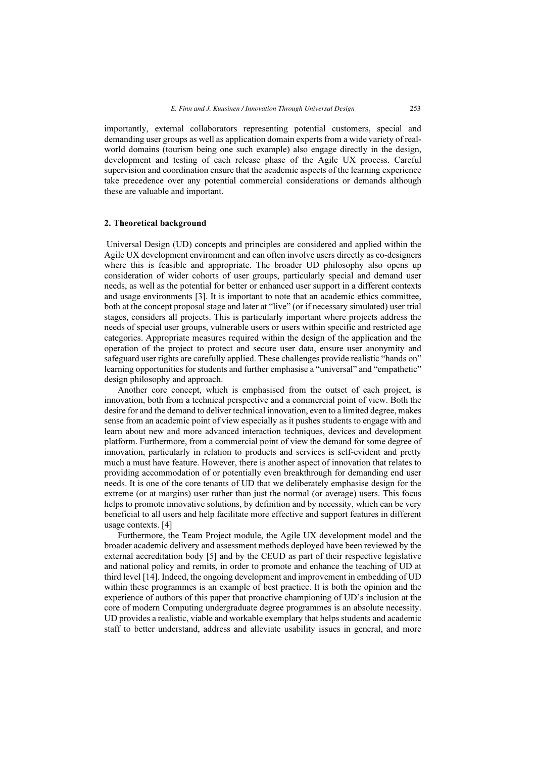importantly, external collaborators representing potential customers, special and demanding user groups as well as application domain experts from a wide variety of real-world domains (tourism being one such example) also engage directly in the design, development and testing of each release phase of the Agile UX process. Careful supervision and coordination ensure that the academic aspects of the learning experience take precedence over any potential commercial considerations or demands although these are valuable and important.

## 2. Theoretical background

Universal Design (UD) concepts and principles are considered and applied within the Agile UX development environment and can often involve users directly as co-designers where this is feasible and appropriate. The broader UD philosophy also opens up consideration of wider cohorts of user groups, particularly special and demand user needs, as well as the potential for better or enhanced user support in a different contexts and usage environments [3]. It is important to note that an academic ethics committee, both at the concept proposal stage and later at "live" (or if necessary simulated) user trial stages, considers all projects. This is particularly important where projects address the needs of special user groups, vulnerable users or users within specific and restricted age categories. Appropriate measures required within the design of the application and the operation of the project to protect and secure user data, ensure user anonymity and safeguard user rights are carefully applied. These challenges provide realistic "hands on" learning opportunities for students and further emphasise a "universal" and "empathetic" design philosophy and approach.

Another core concept, which is emphasised from the outset of each project, is innovation, both from a technical perspective and a commercial point of view. Both the desire for and the demand to deliver technical innovation, even to a limited degree, makes sense from an academic point of view especially as it pushes students to engage with and learn about new and more advanced interaction techniques, devices and development platform. Furthermore, from a commercial point of view the demand for some degree of innovation, particularly in relation to products and services is self-evident and pretty much a must have feature. However, there is another aspect of innovation that relates to providing accommodation of or potentially even breakthrough for demanding end user needs. It is one of the core tenants of UD that we deliberately emphasise design for the extreme (or at margins) user rather than just the normal (or average) users. This focus helps to promote innovative solutions, by definition and by necessity, which can be very beneficial to all users and help facilitate more effective and support features in different usage contexts. [4]

Furthermore, the Team Project module, the Agile UX development model and the broader academic delivery and assessment methods deployed have been reviewed by the external accreditation body [5] and by the CEUD as part of their respective legislative and national policy and remits, in order to promote and enhance the teaching of UD at third level [14]. Indeed, the ongoing development and improvement in embedding of UD within these programmes is an example of best practice. It is both the opinion and the experience of authors of this paper that proactive championing of UD's inclusion at the core of modern Computing undergraduate degree programmes is an absolute necessity. UD provides a realistic, viable and workable exemplary that helps students and academic staff to better understand, address and alleviate usability issues in general, and more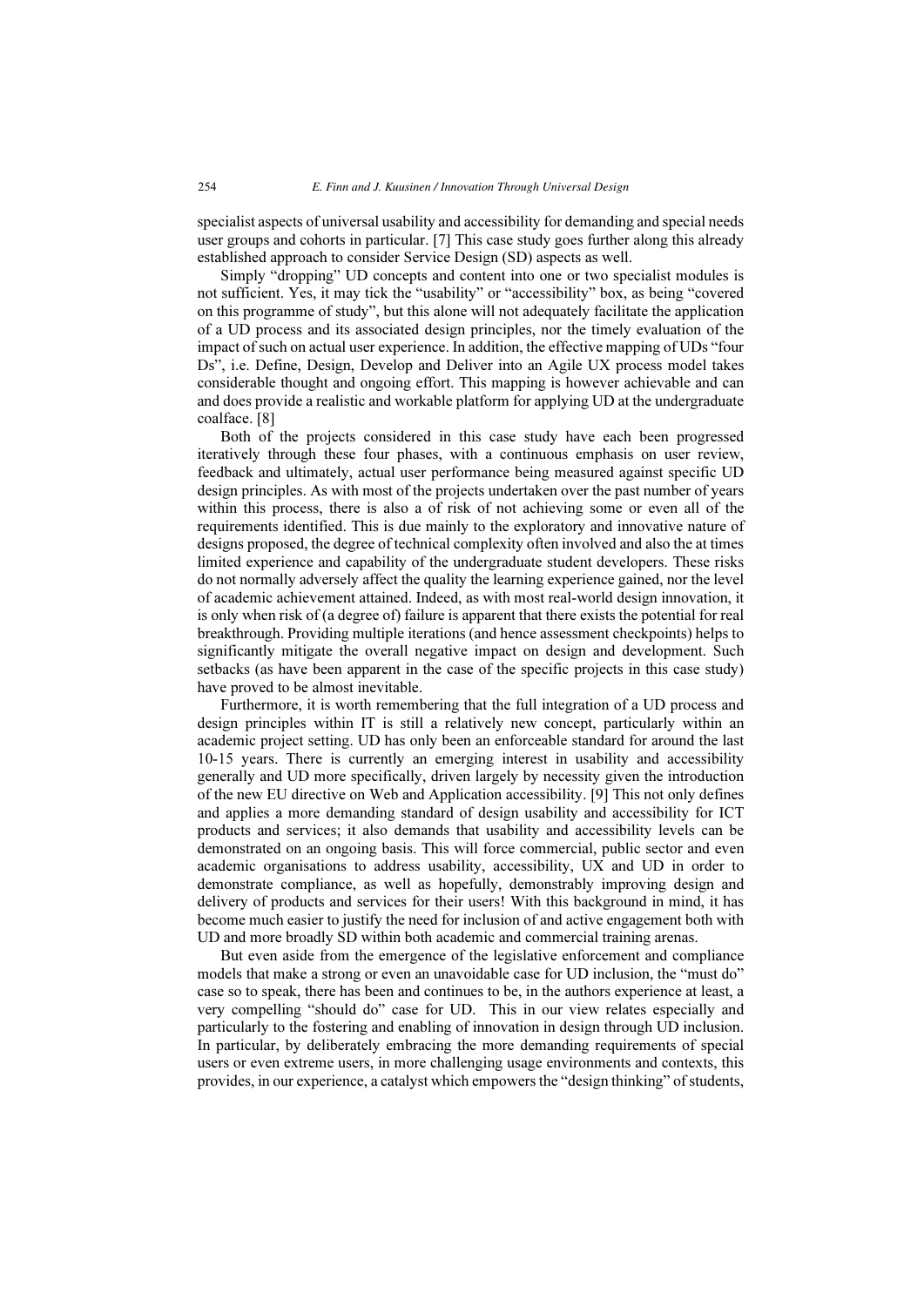specialist aspects of universal usability and accessibility for demanding and special needs user groups and cohorts in particular. [7] This case study goes further along this already established approach to consider Service Design (SD) aspects as well.

Simply "dropping" UD concepts and content into one or two specialist modules is not sufficient. Yes, it may tick the "usability" or "accessibility" box, as being "covered on this programme of study", but this alone will not adequately facilitate the application of a UD process and its associated design principles, nor the timely evaluation of the impact of such on actual user experience. In addition, the effective mapping of UDs "four Ds", i.e. Define, Design, Develop and Deliver into an Agile UX process model takes considerable thought and ongoing effort. This mapping is however achievable and can and does provide a realistic and workable platform for applying UD at the undergraduate coalface. [8]

Both of the projects considered in this case study have each been progressed iteratively through these four phases, with a continuous emphasis on user review, feedback and ultimately, actual user performance being measured against specific UD design principles. As with most of the projects undertaken over the past number of years within this process, there is also a of risk of not achieving some or even all of the requirements identified. This is due mainly to the exploratory and innovative nature of designs proposed, the degree of technical complexity often involved and also the at times limited experience and capability of the undergraduate student developers. These risks do not normally adversely affect the quality the learning experience gained, nor the level of academic achievement attained. Indeed, as with most real-world design innovation, it is only when risk of (a degree of) failure is apparent that there exists the potential for real breakthrough. Providing multiple iterations (and hence assessment checkpoints) helps to significantly mitigate the overall negative impact on design and development. Such setbacks (as have been apparent in the case of the specific projects in this case study) have proved to be almost inevitable.

Furthermore, it is worth remembering that the full integration of a UD process and design principles within IT is still a relatively new concept, particularly within an academic project setting. UD has only been an enforceable standard for around the last 10-15 years. There is currently an emerging interest in usability and accessibility generally and UD more specifically, driven largely by necessity given the introduction of the new EU directive on Web and Application accessibility. [9] This not only defines and applies a more demanding standard of design usability and accessibility for ICT products and services; it also demands that usability and accessibility levels can be demonstrated on an ongoing basis. This will force commercial, public sector and even academic organisations to address usability, accessibility, UX and UD in order to demonstrate compliance, as well as hopefully, demonstrably improving design and delivery of products and services for their users! With this background in mind, it has become much easier to justify the need for inclusion of and active engagement both with UD and more broadly SD within both academic and commercial training arenas.

But even aside from the emergence of the legislative enforcement and compliance models that make a strong or even an unavoidable case for UD inclusion, the "must do" case so to speak, there has been and continues to be, in the authors experience at least, a very compelling "should do" case for UD. This in our view relates especially and particularly to the fostering and enabling of innovation in design through UD inclusion. In particular, by deliberately embracing the more demanding requirements of special users or even extreme users, in more challenging usage environments and contexts, this provides, in our experience, a catalyst which empowers the "design thinking" of students,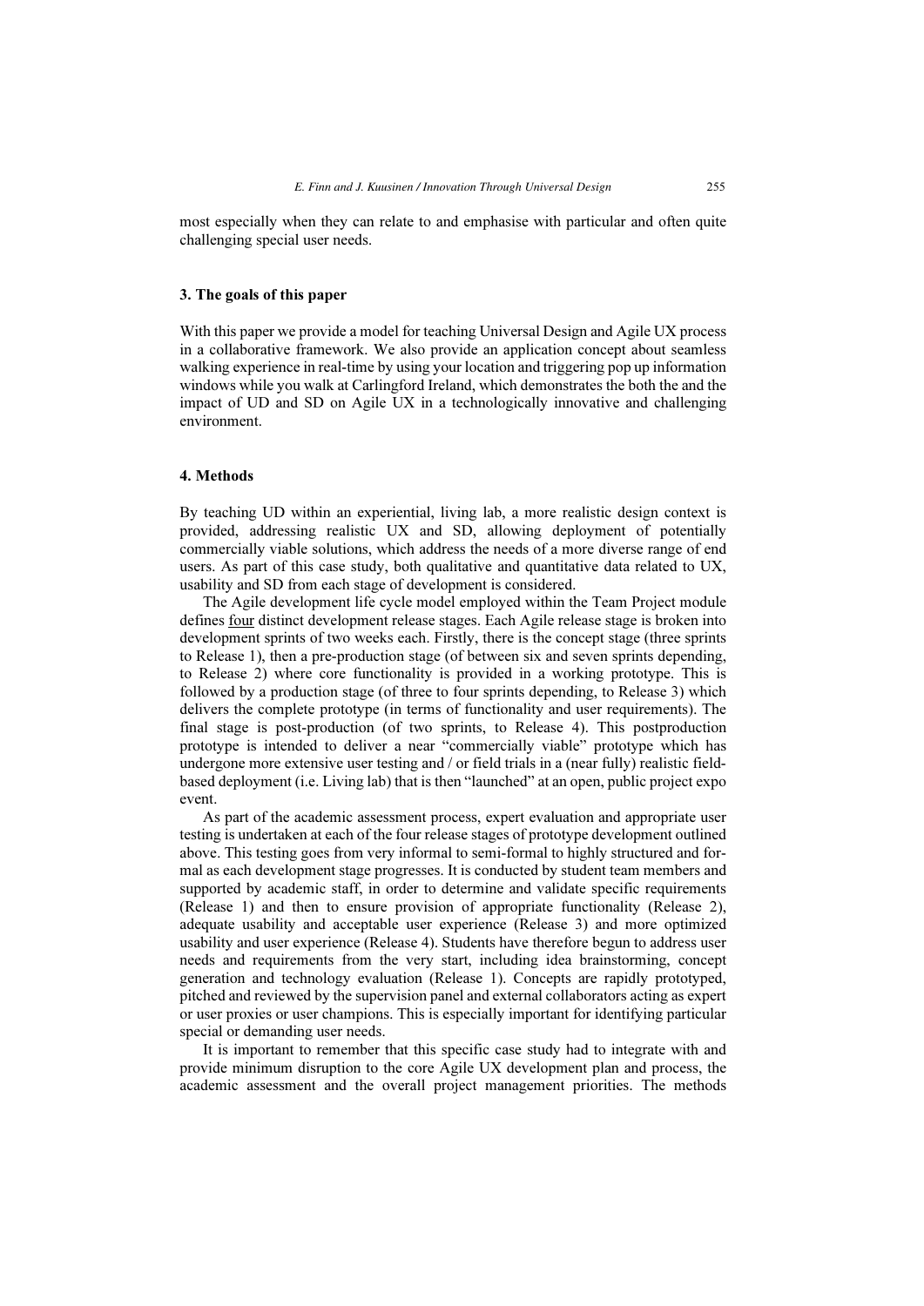most especially when they can relate to and emphasise with particular and often quite challenging special user needs.

## 3. The goals of this paper

With this paper we provide a model for teaching Universal Design and Agile UX process in a collaborative framework. We also provide an application concept about seamless walking experience in real-time by using your location and triggering pop up information windows while you walk at Carlingford Ireland, which demonstrates the both the and the impact of UD and SD on Agile UX in a technologically innovative and challenging environment.

## 4. Methods

By teaching UD within an experiential, living lab, a more realistic design context is provided, addressing realistic UX and SD, allowing deployment of potentially commercially viable solutions, which address the needs of a more diverse range of end users. As part of this case study, both qualitative and quantitative data related to UX, usability and SD from each stage of development is considered.

The Agile development life cycle model employed within the Team Project module defines four distinct development release stages. Each Agile release stage is broken into development sprints of two weeks each. Firstly, there is the concept stage (three sprints to Release 1), then a pre-production stage (of between six and seven sprints depending, to Release 2) where core functionality is provided in a working prototype. This is followed by a production stage (of three to four sprints depending, to Release 3) which delivers the complete prototype (in terms of functionality and user requirements). The final stage is post-production (of two sprints, to Release 4). This postproduction prototype is intended to deliver a near "commercially viable" prototype which has undergone more extensive user testing and / or field trials in a (near fully) realistic field-based deployment (i.e. Living lab) that is then "launched" at an open, public project expo event.

As part of the academic assessment process, expert evaluation and appropriate user testing is undertaken at each of the four release stages of prototype development outlined above. This testing goes from very informal to semi-formal to highly structured and formal as each development stage progresses. It is conducted by student team members and supported by academic staff, in order to determine and validate specific requirements (Release 1) and then to ensure provision of appropriate functionality (Release 2), adequate usability and acceptable user experience (Release 3) and more optimized usability and user experience (Release 4). Students have therefore begun to address user needs and requirements from the very start, including idea brainstorming, concept generation and technology evaluation (Release 1). Concepts are rapidly prototyped, pitched and reviewed by the supervision panel and external collaborators acting as expert or user proxies or user champions. This is especially important for identifying particular special or demanding user needs.

It is important to remember that this specific case study had to integrate with and provide minimum disruption to the core Agile UX development plan and process, the academic assessment and the overall project management priorities. The methods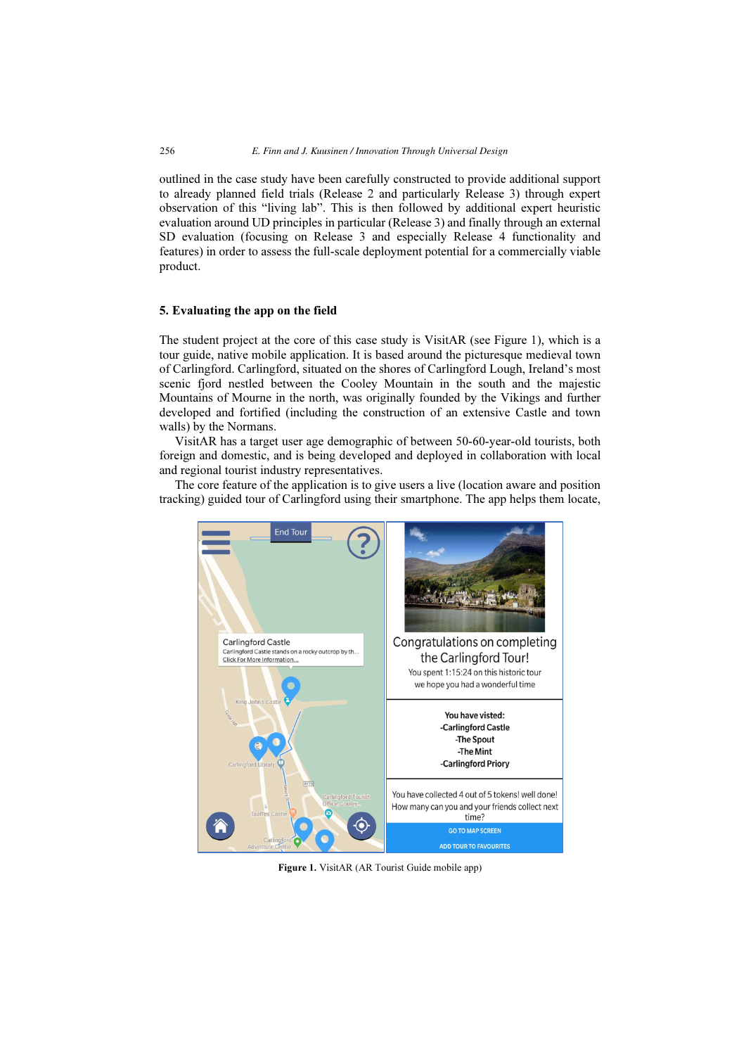outlined in the case study have been carefully constructed to provide additional support to already planned field trials (Release 2 and particularly Release 3) through expert observation of this "living lab". This is then followed by additional expert heuristic evaluation around UD principles in particular (Release 3) and finally through an external SD evaluation (focusing on Release 3 and especially Release 4 functionality and features) in order to assess the full-scale deployment potential for a commercially viable product.

## 5. Evaluating the app on the field

The student project at the core of this case study is VisitAR (see Figure 1), which is a tour guide, native mobile application. It is based around the picturesque medieval town of Carlingford. Carlingford, situated on the shores of Carlingford Lough, Ireland's most scenic fjord nestled between the Cooley Mountain in the south and the majestic Mountains of Mourne in the north, was originally founded by the Vikings and further developed and fortified (including the construction of an extensive Castle and town walls) by the Normans.

VisitAR has a target user age demographic of between 50-60-year-old tourists, both foreign and domestic, and is being developed and deployed in collaboration with local and regional tourist industry representatives.

The core feature of the application is to give users a live (location aware and position tracking) guided tour of Carlingford using their smartphone. The app helps them locate,

**Figure 1.** VisitAR (AR Tourist Guide mobile app)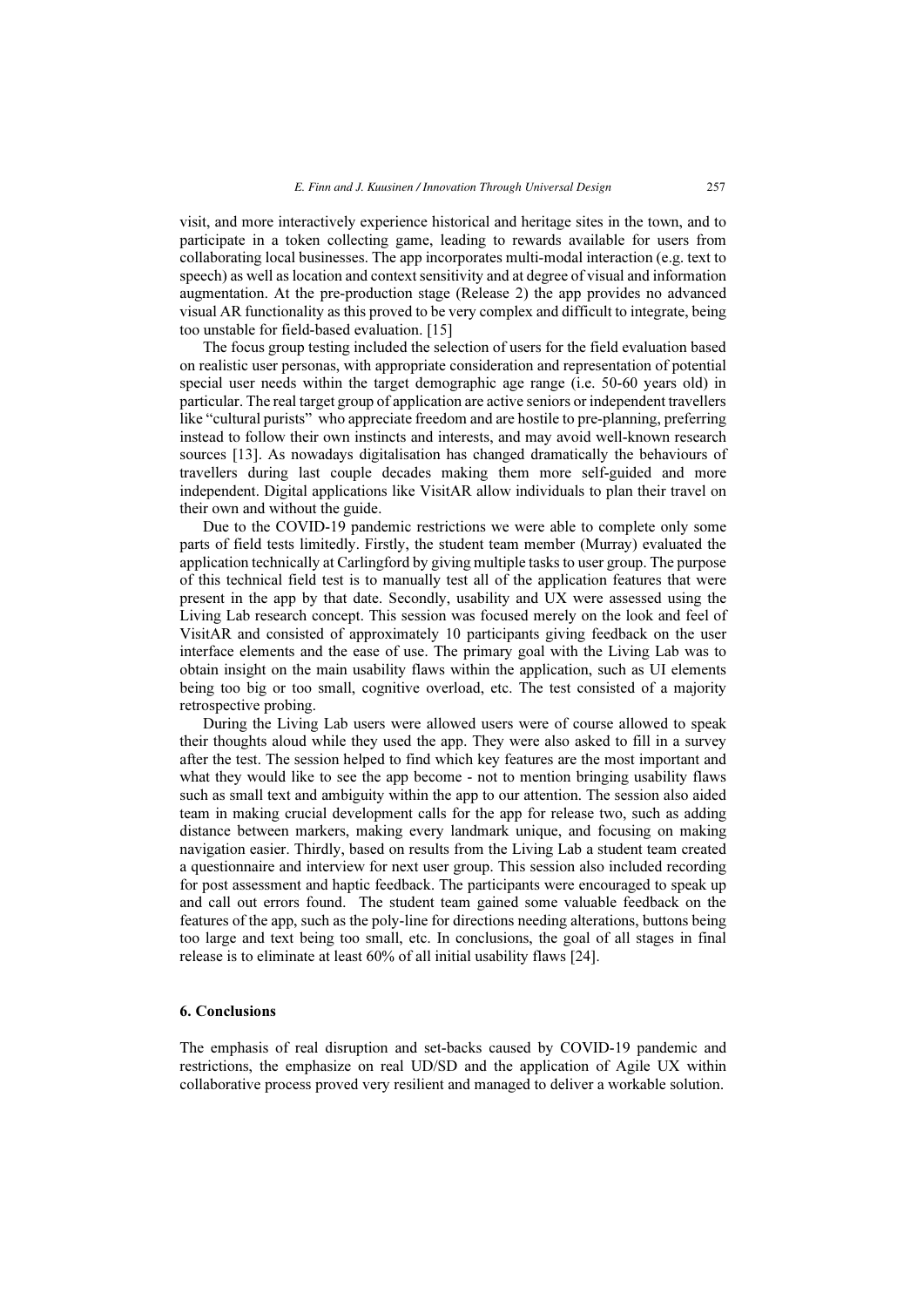visit, and more interactively experience historical and heritage sites in the town, and to participate in a token collecting game, leading to rewards available for users from collaborating local businesses. The app incorporates multi-modal interaction (e.g. text to speech) as well as location and context sensitivity and at degree of visual and information augmentation. At the pre-production stage (Release 2) the app provides no advanced visual AR functionality as this proved to be very complex and difficult to integrate, being too unstable for field-based evaluation. [15]

The focus group testing included the selection of users for the field evaluation based on realistic user personas, with appropriate consideration and representation of potential special user needs within the target demographic age range (i.e. 50-60 years old) in particular. The real target group of application are active seniors or independent travellers like "cultural purists" who appreciate freedom and are hostile to pre-planning, preferring instead to follow their own instincts and interests, and may avoid well-known research sources [13]. As nowadays digitalisation has changed dramatically the behaviours of travellers during last couple decades making them more self-guided and more independent. Digital applications like VisitAR allow individuals to plan their travel on their own and without the guide.

Due to the COVID-19 pandemic restrictions we were able to complete only some parts of field tests limitedly. Firstly, the student team member (Murray) evaluated the application technically at Carlingford by giving multiple tasks to user group. The purpose of this technical field test is to manually test all of the application features that were present in the app by that date. Secondly, usability and UX were assessed using the Living Lab research concept. This session was focused merely on the look and feel of VisitAR and consisted of approximately 10 participants giving feedback on the user interface elements and the ease of use. The primary goal with the Living Lab was to obtain insight on the main usability flaws within the application, such as UI elements being too big or too small, cognitive overload, etc. The test consisted of a majority retrospective probing.

During the Living Lab users were allowed users were of course allowed to speak their thoughts aloud while they used the app. They were also asked to fill in a survey after the test. The session helped to find which key features are the most important and what they would like to see the app become - not to mention bringing usability flaws such as small text and ambiguity within the app to our attention. The session also aided team in making crucial development calls for the app for release two, such as adding distance between markers, making every landmark unique, and focusing on making navigation easier. Thirdly, based on results from the Living Lab a student team created a questionnaire and interview for next user group. This session also included recording for post assessment and haptic feedback. The participants were encouraged to speak up and call out errors found. The student team gained some valuable feedback on the features of the app, such as the poly-line for directions needing alterations, buttons being too large and text being too small, etc. In conclusions, the goal of all stages in final release is to eliminate at least 60% of all initial usability flaws [24].

## 6. Conclusions

The emphasis of real disruption and set-backs caused by COVID-19 pandemic and restrictions, the emphasize on real UD/SD and the application of Agile UX within collaborative process proved very resilient and managed to deliver a workable solution.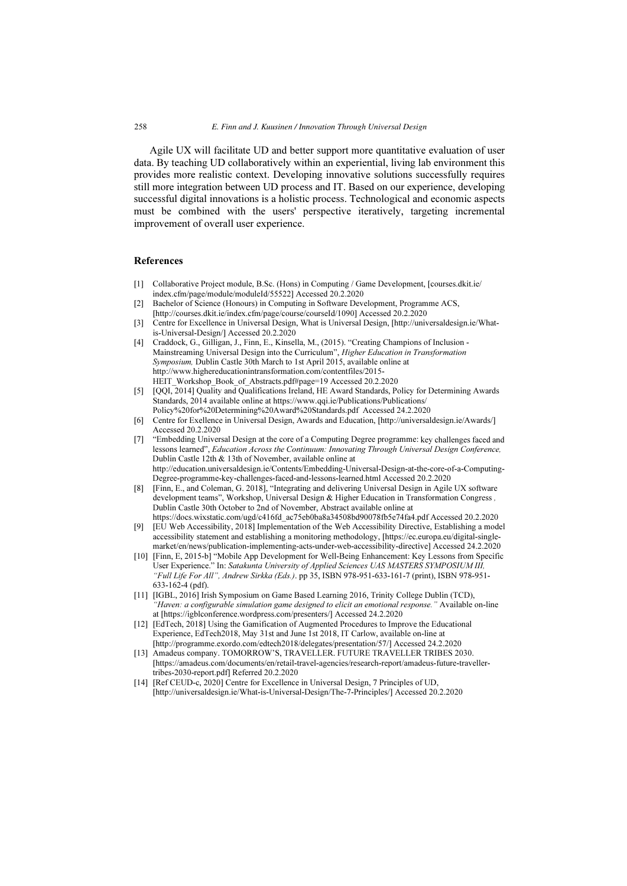Agile UX will facilitate UD and better support more quantitative evaluation of user data. By teaching UD collaboratively within an experiential, living lab environment this provides more realistic context. Developing innovative solutions successfully requires still more integration between UD process and IT. Based on our experience, developing successful digital innovations is a holistic process. Technological and economic aspects must be combined with the users' perspective iteratively, targeting incremental improvement of overall user experience.

## References

[1] Collaborative Project module, B.Sc. (Hons) in Computing / Game Development, [courses.dkit.ie/index.cfm/page/module/moduleId/55522] Accessed 20.2.2020

[2] Bachelor of Science (Honours) in Computing in Software Development, Programme ACS, [http://courses.dkit.ie/index.cfm/page/course/courseId/1090] Accessed 20.2.2020

[3] Centre for Excellence in Universal Design, What is Universal Design, [http://universaldesign.ie/What-is-Universal-Design/] Accessed 20.2.2020

[4] Craddock, G., Gilligan, J., Finn, E., Kinsella, M., (2015). "Creating Champions of Inclusion - Mainstreaming Universal Design into the Curriculum", *Higher Education in Transformation Symposium,* Dublin Castle 30th March to 1st April 2015, available online at http://www.highereducationintransformation.com/contentfiles/2015-HEIT_Workshop_Book_of_Abstracts.pdf#page=19 Accessed 20.2.2020

[5] [QQI, 2014] Quality and Qualifications Ireland, HE Award Standards, Policy for Determining Awards Standards, 2014 available online at https://www.qqi.ie/Publications/Publications/Policy%20for%20Determining%20Award%20Standards.pdf Accessed 24.2.2020

[6] Centre for Exellence in Universal Design, Awards and Education, [http://universaldesign.ie/Awards/] Accessed 20.2.2020

[7] "Embedding Universal Design at the core of a Computing Degree programme: key challenges faced and lessons learned", *Education Across the Continuum: Innovating Through Universal Design Conference,* Dublin Castle 12th & 13th of November, available online at http://education.universaldesign.ie/Contents/Embedding-Universal-Design-at-the-core-of-a-Computing-Degree-programme-key-challenges-faced-and-lessons-learned.html Accessed 20.2.2020

[8] [Finn, E., and Coleman, G. 2018], "Integrating and delivering Universal Design in Agile UX software development teams", Workshop, Universal Design & Higher Education in Transformation Congress *,* Dublin Castle 30th October to 2nd of November, Abstract available online at https://docs.wixstatic.com/ugd/c416fd_ac75eb0ba8a34508bd90078fb5e74fa4.pdf Accessed 20.2.2020

[9] [EU Web Accessibility, 2018] Implementation of the Web Accessibility Directive, Establishing a model accessibility statement and establishing a monitoring methodology, [https://ec.europa.eu/digital-single-market/en/news/publication-implementing-acts-under-web-accessibility-directive] Accessed 24.2.2020

[10] [Finn, E, 2015-b] "Mobile App Development for Well-Being Enhancement: Key Lessons from Specific User Experience." In: *Satakunta University of Applied Sciences UAS MASTERS SYMPOSIUM III, "Full Life For All", Andrew Sirkka (Eds.)*. pp 35, ISBN 978-951-633-161-7 (print), ISBN 978-951-633-162-4 (pdf).

[11] [IGBL, 2016] Irish Symposium on Game Based Learning 2016, Trinity College Dublin (TCD), *"Haven: a configurable simulation game designed to elicit an emotional response."* Available on-line at [https://igblconference.wordpress.com/presenters/] Accessed 24.2.2020

[12] [EdTech, 2018] Using the Gamification of Augmented Procedures to Improve the Educational Experience, EdTech2018, May 31st and June 1st 2018, IT Carlow, available on-line at [http://programme.exordo.com/edtech2018/delegates/presentation/57/] Accessed 24.2.2020

[13] Amadeus company. TOMORROW'S, TRAVELLER. FUTURE TRAVELLER TRIBES 2030. [https://amadeus.com/documents/en/retail-travel-agencies/research-report/amadeus-future-traveller-tribes-2030-report.pdf] Referred 20.2.2020

[14] [Ref CEUD-c, 2020] Centre for Excellence in Universal Design, 7 Principles of UD, [http://universaldesign.ie/What-is-Universal-Design/The-7-Principles/] Accessed 20.2.2020